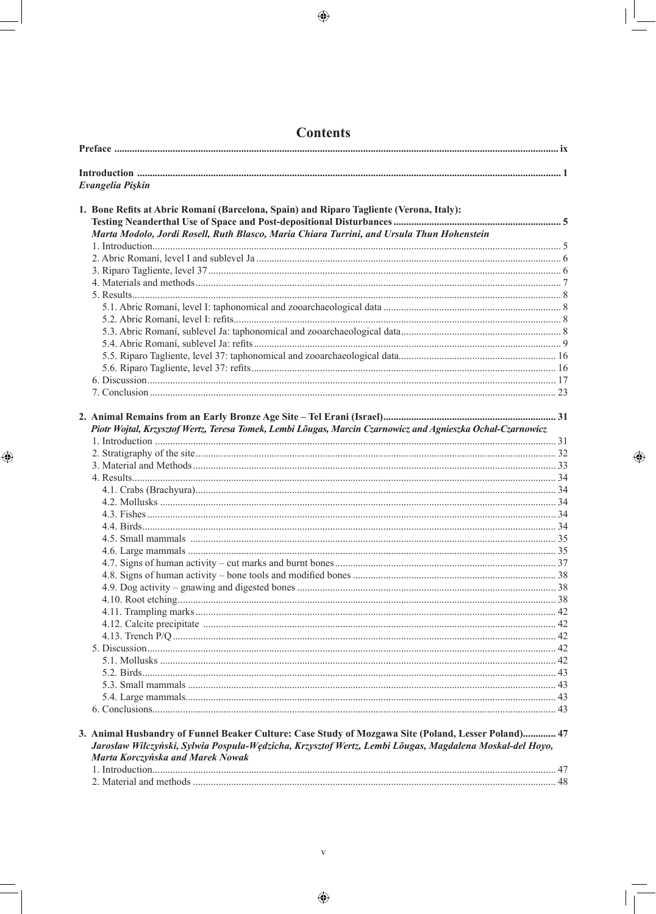# Contents

**Preface** ix

**Introduction** 1
*Evangelia Pişkin*

**1. Bone Refits at Abric Romaní (Barcelona, Spain) and Riparo Tagliente (Verona, Italy): Testing Neanderthal Use of Space and Post-depositional Disturbances** 5
*Marta Modolo, Jordi Rosell, Ruth Blasco, Maria Chiara Turrini, and Ursula Thun Hohenstein*

- 1. Introduction 5
- 2. Abric Romaní, level I and sublevel Ja 6
- 3. Riparo Tagliente, level 37 6
- 4. Materials and methods 7
- 5. Results 8
  - 5.1. Abric Romaní, level I: taphonomical and zooarchaeological data 8
  - 5.2. Abric Romaní, level I: refits 8
  - 5.3. Abric Romaní, sublevel Ja: taphonomical and zooarchaeological data 8
  - 5.4. Abric Romaní, sublevel Ja: refits 9
  - 5.5. Riparo Tagliente, level 37: taphonomical and zooarchaeological data 16
  - 5.6. Riparo Tagliente, level 37: refits 16
- 6. Discussion 17
- 7. Conclusion 23

**2. Animal Remains from an Early Bronze Age Site – Tel Erani (Israel)** 31
*Piotr Wojtal, Krzysztof Wertz, Teresa Tomek, Lembi Lõugas, Marcin Czarnowicz and Agnieszka Ochał-Czarnowicz*

- 1. Introduction 31
- 2. Stratigraphy of the site 32
- 3. Material and Methods 33
- 4. Results 34
  - 4.1. Crabs (Brachyura) 34
  - 4.2. Mollusks 34
  - 4.3. Fishes 34
  - 4.4. Birds 34
  - 4.5. Small mammals 35
  - 4.6. Large mammals 35
  - 4.7. Signs of human activity – cut marks and burnt bones 37
  - 4.8. Signs of human activity – bone tools and modified bones 38
  - 4.9. Dog activity – gnawing and digested bones 38
  - 4.10. Root etching 38
  - 4.11. Trampling marks 42
  - 4.12. Calcite precipitate 42
  - 4.13. Trench P/Q 42
- 5. Discussion 42
  - 5.1. Mollusks 42
  - 5.2. Birds 43
  - 5.3. Small mammals 43
  - 5.4. Large mammals 43
- 6. Conclusions 43

**3. Animal Husbandry of Funnel Beaker Culture: Case Study of Mozgawa Site (Poland, Lesser Poland)** 47
*Jarosław Wilczyński, Sylwia Pospuła-Wędzicha, Krzysztof Wertz, Lembi Lõugas, Magdalena Moskal-del Hoyo, Marta Korczyńska and Marek Nowak*

- 1. Introduction 47
- 2. Material and methods 48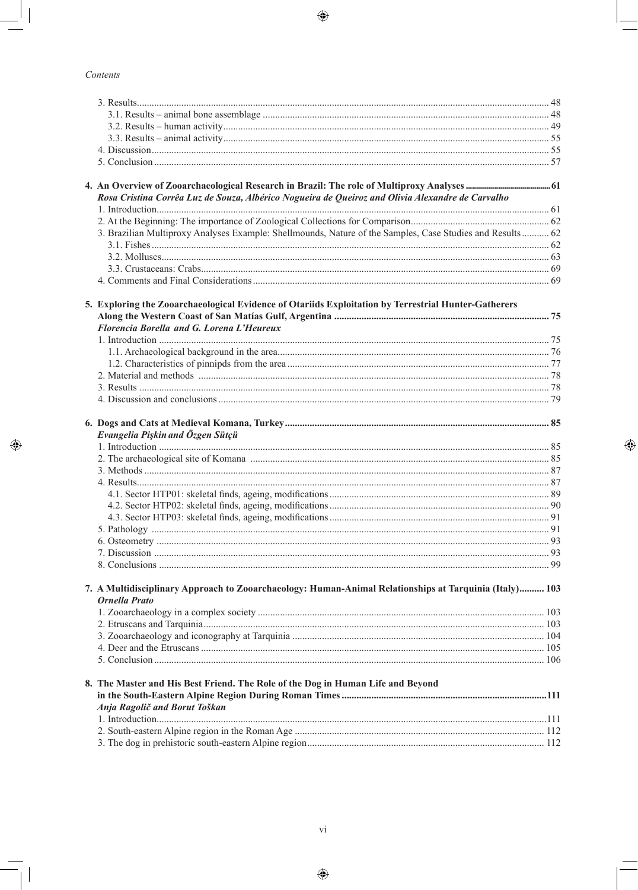3. Results ... 48
  3.1. Results – animal bone assemblage ... 48
  3.2. Results – human activity ... 49
  3.3. Results – animal activity ... 55
4. Discussion ... 55
5. Conclusion ... 57

**4. An Overview of Zooarchaeological Research in Brazil: The role of Multiproxy Analyses ... 61**
*Rosa Cristina Corrêa Luz de Souza, Albérico Nogueira de Queiroz and Olivia Alexandre de Carvalho*
1. Introduction ... 61
2. At the Beginning: The importance of Zoological Collections for Comparison ... 62
3. Brazilian Multiproxy Analyses Example: Shellmounds, Nature of the Samples, Case Studies and Results ... 62
  3.1. Fishes ... 62
  3.2. Molluscs ... 63
  3.3. Crustaceans: Crabs ... 69
4. Comments and Final Considerations ... 69

**5. Exploring the Zooarchaeological Evidence of Otariids Exploitation by Terrestrial Hunter-Gatherers Along the Western Coast of San Matías Gulf, Argentina ... 75**
*Florencia Borella and G. Lorena L'Heureux*
1. Introduction ... 75
  1.1. Archaeological background in the area ... 76
  1.2. Characteristics of pinnipds from the area ... 77
2. Material and methods ... 78
3. Results ... 78
4. Discussion and conclusions ... 79

**6. Dogs and Cats at Medieval Komana, Turkey ... 85**
*Evangelia Pişkin and Özgen Sütçü*
1. Introduction ... 85
2. The archaeological site of Komana ... 85
3. Methods ... 87
4. Results ... 87
  4.1. Sector HTP01: skeletal finds, ageing, modifications ... 89
  4.2. Sector HTP02: skeletal finds, ageing, modifications ... 90
  4.3. Sector HTP03: skeletal finds, ageing, modifications ... 91
5. Pathology ... 91
6. Osteometry ... 93
7. Discussion ... 93
8. Conclusions ... 99

**7. A Multidisciplinary Approach to Zooarchaeology: Human-Animal Relationships at Tarquinia (Italy) ... 103**
*Ornella Prato*
1. Zooarchaeology in a complex society ... 103
2. Etruscans and Tarquinia ... 103
3. Zooarchaeology and iconography at Tarquinia ... 104
4. Deer and the Etruscans ... 105
5. Conclusion ... 106

**8. The Master and His Best Friend. The Role of the Dog in Human Life and Beyond in the South-Eastern Alpine Region During Roman Times ... 111**
*Anja Ragolič and Borut Toškan*
1. Introduction ... 111
2. South-eastern Alpine region in the Roman Age ... 112
3. The dog in prehistoric south-eastern Alpine region ... 112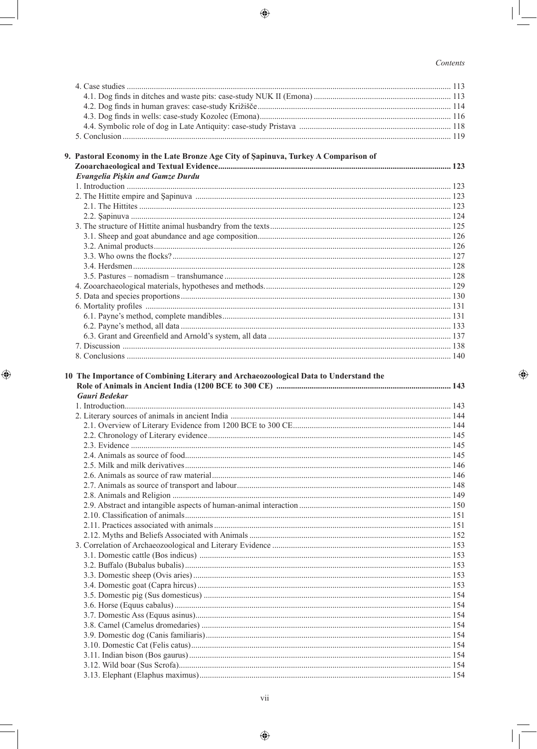4. Case studies ........................................................................................................................................... 113
  4.1. Dog finds in ditches and waste pits: case-study NUK II (Emona) ................................................................. 113
  4.2. Dog finds in human graves: case-study Križišče ............................................................................................ 114
  4.3. Dog finds in wells: case-study Kozolec (Emona) ............................................................................................ 116
  4.4. Symbolic role of dog in Late Antiquity: case-study Pristava ......................................................................... 118
5. Conclusion ............................................................................................................................................. 119

**9. Pastoral Economy in the Late Bronze Age City of Şapinuva, Turkey A Comparison of Zooarchaeological and Textual Evidence............................................................................................................ 123**

***Evangelia Pişkin and Gamze Durdu***

1. Introduction ........................................................................................................................................... 123
2. The Hittite empire and Şapinuva ......................................................................................................... 123
  2.1. The Hittites ..................................................................................................................................... 123
  2.2. Şapinuva ......................................................................................................................................... 124
3. The structure of Hittite animal husbandry from the texts ...................................................................... 125
  3.1. Sheep and goat abundance and age composition ............................................................................ 126
  3.2. Animal products ............................................................................................................................. 126
  3.3. Who owns the flocks? ..................................................................................................................... 127
  3.4. Herdsmen ........................................................................................................................................ 128
  3.5. Pastures – nomadism – transhumance ............................................................................................ 128
4. Zooarchaeological materials, hypotheses and methods ......................................................................... 129
5. Data and species proportions ................................................................................................................ 130
6. Mortality profiles .................................................................................................................................. 131
  6.1. Payne's method, complete mandibles ............................................................................................. 131
  6.2. Payne's method, all data ................................................................................................................. 133
  6.3. Grant and Greenfield and Arnold's system, all data ....................................................................... 137
7. Discussion ............................................................................................................................................ 138
8. Conclusions .......................................................................................................................................... 140

**10 The Importance of Combining Literary and Archaeozoological Data to Understand the Role of Animals in Ancient India (1200 BCE to 300 CE) ................................................................................. 143**

***Gauri Bedekar***

1. Introduction ........................................................................................................................................... 143
2. Literary sources of animals in ancient India ......................................................................................... 144
  2.1. Overview of Literary Evidence from 1200 BCE to 300 CE ........................................................... 144
  2.2. Chronology of Literary evidence .................................................................................................... 145
  2.3. Evidence ......................................................................................................................................... 145
  2.4. Animals as source of food ............................................................................................................... 145
  2.5. Milk and milk derivatives ............................................................................................................... 146
  2.6. Animals as source of raw material .................................................................................................. 146
  2.7. Animals as source of transport and labour ...................................................................................... 148
  2.8. Animals and Religion ..................................................................................................................... 149
  2.9. Abstract and intangible aspects of human-animal interaction ........................................................ 150
  2.10. Classification of animals ............................................................................................................... 151
  2.11. Practices associated with animals ................................................................................................. 151
  2.12. Myths and Beliefs Associated with Animals ................................................................................ 152
3. Correlation of Archaeozoological and Literary Evidence ..................................................................... 153
  3.1. Domestic cattle (Bos indicus) ......................................................................................................... 153
  3.2. Buffalo (Bubalus bubalis) ............................................................................................................... 153
  3.3. Domestic sheep (Ovis aries) ........................................................................................................... 153
  3.4. Domestic goat (Capra hircus) ......................................................................................................... 153
  3.5. Domestic pig (Sus domesticus) ...................................................................................................... 154
  3.6. Horse (Equus cabalus) .................................................................................................................... 154
  3.7. Domestic Ass (Equus asinus) .......................................................................................................... 154
  3.8. Camel (Camelus dromedaries) ....................................................................................................... 154
  3.9. Domestic dog (Canis familiaris) ..................................................................................................... 154
  3.10. Domestic Cat (Felis catus) ............................................................................................................ 154
  3.11. Indian bison (Bos gaurus) ............................................................................................................. 154
  3.12. Wild boar (Sus Scrofa) .................................................................................................................. 154
  3.13. Elephant (Elaphus maximus) ......................................................................................................... 154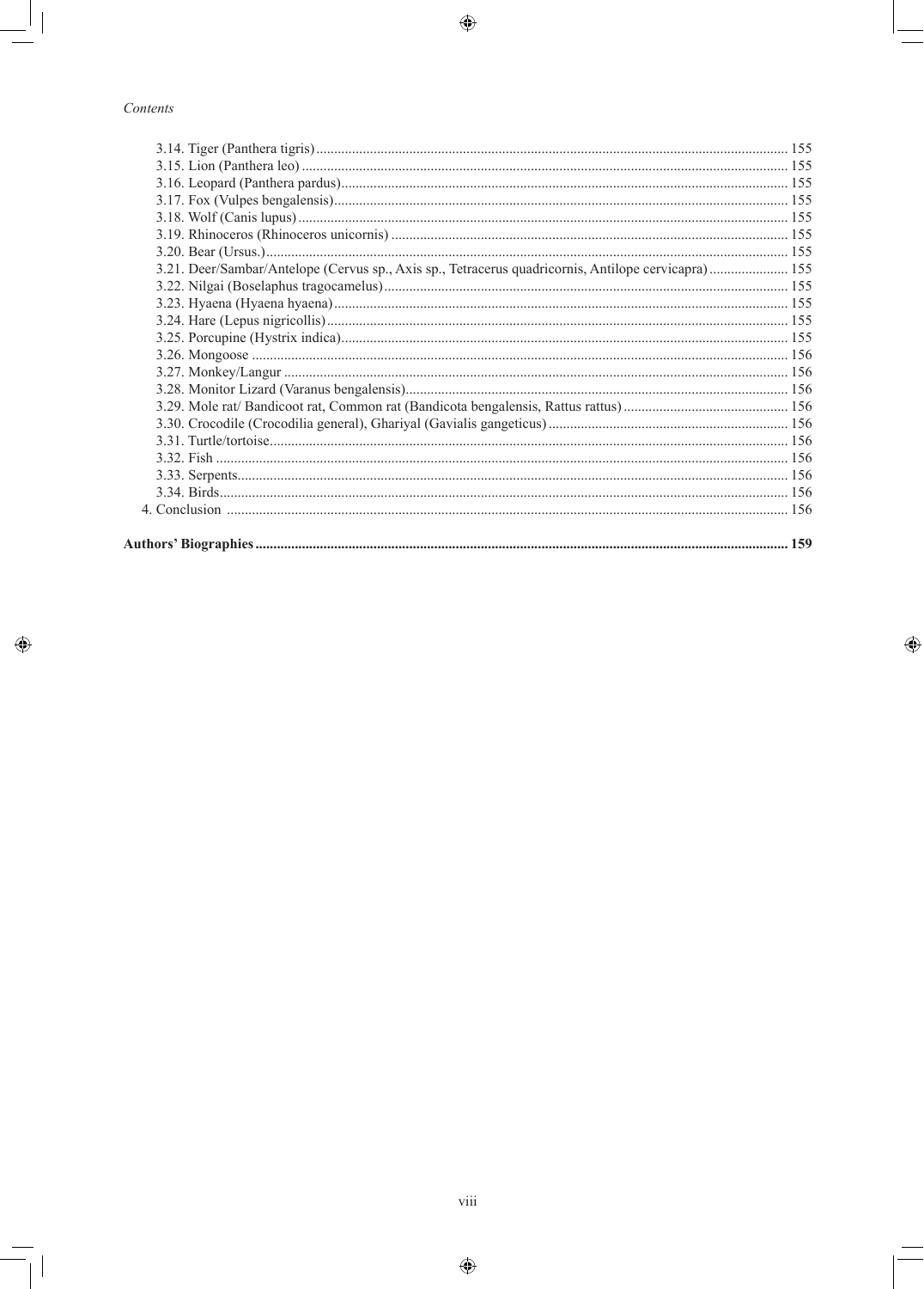3.14. Tiger (Panthera tigris) ... 155
3.15. Lion (Panthera leo) ... 155
3.16. Leopard (Panthera pardus) ... 155
3.17. Fox (Vulpes bengalensis) ... 155
3.18. Wolf (Canis lupus) ... 155
3.19. Rhinoceros (Rhinoceros unicornis) ... 155
3.20. Bear (Ursus.) ... 155
3.21. Deer/Sambar/Antelope (Cervus sp., Axis sp., Tetracerus quadricornis, Antilope cervicapra) ... 155
3.22. Nilgai (Boselaphus tragocamelus) ... 155
3.23. Hyaena (Hyaena hyaena) ... 155
3.24. Hare (Lepus nigricollis) ... 155
3.25. Porcupine (Hystrix indica) ... 155
3.26. Mongoose ... 156
3.27. Monkey/Langur ... 156
3.28. Monitor Lizard (Varanus bengalensis) ... 156
3.29. Mole rat/ Bandicoot rat, Common rat (Bandicota bengalensis, Rattus rattus) ... 156
3.30. Crocodile (Crocodilia general), Ghariyal (Gavialis gangeticus) ... 156
3.31. Turtle/tortoise ... 156
3.32. Fish ... 156
3.33. Serpents ... 156
3.34. Birds ... 156

4. Conclusion ... 156

**Authors' Biographies ... 159**